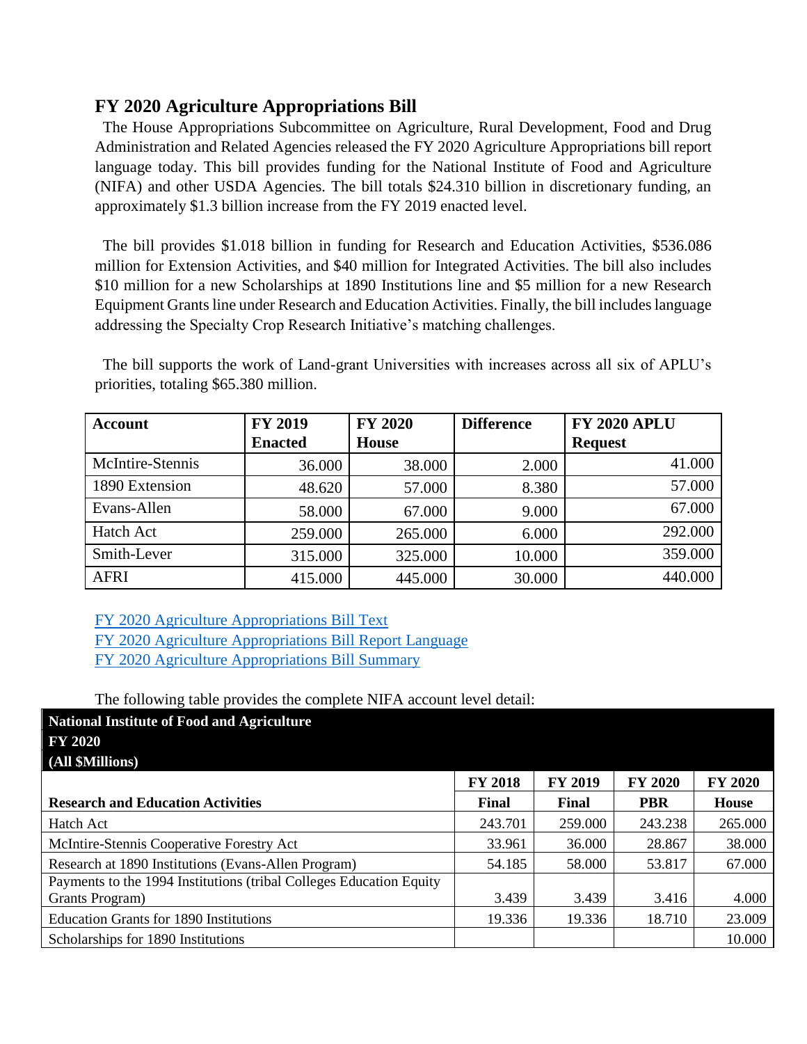## FY 2020 Agriculture Appropriations Bill

The House Appropriations Subcommittee on Agriculture, Rural Development, Food and Drug Administration and Related Agencies released the FY 2020 Agriculture Appropriations bill report language today. This bill provides funding for the National Institute of Food and Agriculture (NIFA) and other USDA Agencies. The bill totals $24.310 billion in discretionary funding, an approximately $1.3 billion increase from the FY 2019 enacted level.

The bill provides $1.018 billion in funding for Research and Education Activities, $536.086 million for Extension Activities, and $40 million for Integrated Activities. The bill also includes $10 million for a new Scholarships at 1890 Institutions line and $5 million for a new Research Equipment Grants line under Research and Education Activities. Finally, the bill includes language addressing the Specialty Crop Research Initiative's matching challenges.

The bill supports the work of Land-grant Universities with increases across all six of APLU's priorities, totaling $65.380 million.

| Account | FY 2019 Enacted | FY 2020 House | Difference | FY 2020 APLU Request |
|---|---|---|---|---|
| McIntire-Stennis | 36.000 | 38.000 | 2.000 | 41.000 |
| 1890 Extension | 48.620 | 57.000 | 8.380 | 57.000 |
| Evans-Allen | 58.000 | 67.000 | 9.000 | 67.000 |
| Hatch Act | 259.000 | 265.000 | 6.000 | 292.000 |
| Smith-Lever | 315.000 | 325.000 | 10.000 | 359.000 |
| AFRI | 415.000 | 445.000 | 30.000 | 440.000 |

[FY 2020 Agriculture Appropriations Bill Text](#)
[FY 2020 Agriculture Appropriations Bill Report Language](#)
[FY 2020 Agriculture Appropriations Bill Summary](#)

The following table provides the complete NIFA account level detail:

| National Institute of Food and Agriculture FY 2020 (All $Millions) | | | | |
|---|---|---|---|---|
| **Research and Education Activities** | **FY 2018 Final** | **FY 2019 Final** | **FY 2020 PBR** | **FY 2020 House** |
| Hatch Act | 243.701 | 259.000 | 243.238 | 265.000 |
| McIntire-Stennis Cooperative Forestry Act | 33.961 | 36.000 | 28.867 | 38.000 |
| Research at 1890 Institutions (Evans-Allen Program) | 54.185 | 58.000 | 53.817 | 67.000 |
| Payments to the 1994 Institutions (tribal Colleges Education Equity Grants Program) | 3.439 | 3.439 | 3.416 | 4.000 |
| Education Grants for 1890 Institutions | 19.336 | 19.336 | 18.710 | 23.009 |
| Scholarships for 1890 Institutions | | | | 10.000 |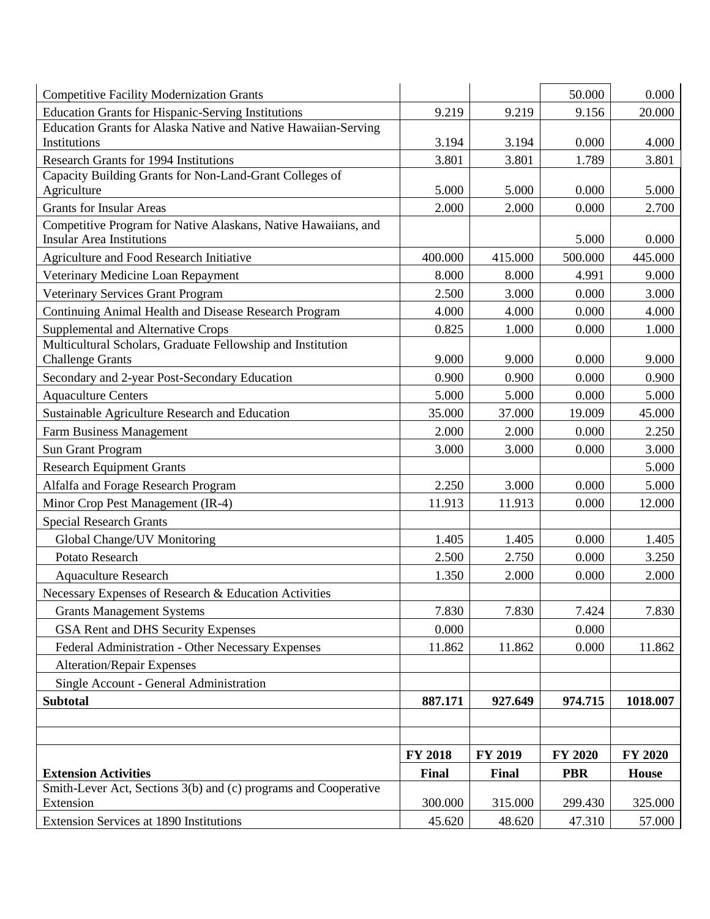| | | | | |
|---|---|---|---|---|
| Competitive Facility Modernization Grants | | | 50.000 | 0.000 |
| Education Grants for Hispanic-Serving Institutions | 9.219 | 9.219 | 9.156 | 20.000 |
| Education Grants for Alaska Native and Native Hawaiian-Serving Institutions | 3.194 | 3.194 | 0.000 | 4.000 |
| Research Grants for 1994 Institutions | 3.801 | 3.801 | 1.789 | 3.801 |
| Capacity Building Grants for Non-Land-Grant Colleges of Agriculture | 5.000 | 5.000 | 0.000 | 5.000 |
| Grants for Insular Areas | 2.000 | 2.000 | 0.000 | 2.700 |
| Competitive Program for Native Alaskans, Native Hawaiians, and Insular Area Institutions | | | 5.000 | 0.000 |
| Agriculture and Food Research Initiative | 400.000 | 415.000 | 500.000 | 445.000 |
| Veterinary Medicine Loan Repayment | 8.000 | 8.000 | 4.991 | 9.000 |
| Veterinary Services Grant Program | 2.500 | 3.000 | 0.000 | 3.000 |
| Continuing Animal Health and Disease Research Program | 4.000 | 4.000 | 0.000 | 4.000 |
| Supplemental and Alternative Crops | 0.825 | 1.000 | 0.000 | 1.000 |
| Multicultural Scholars, Graduate Fellowship and Institution Challenge Grants | 9.000 | 9.000 | 0.000 | 9.000 |
| Secondary and 2-year Post-Secondary Education | 0.900 | 0.900 | 0.000 | 0.900 |
| Aquaculture Centers | 5.000 | 5.000 | 0.000 | 5.000 |
| Sustainable Agriculture Research and Education | 35.000 | 37.000 | 19.009 | 45.000 |
| Farm Business Management | 2.000 | 2.000 | 0.000 | 2.250 |
| Sun Grant Program | 3.000 | 3.000 | 0.000 | 3.000 |
| Research Equipment Grants | | | | 5.000 |
| Alfalfa and Forage Research Program | 2.250 | 3.000 | 0.000 | 5.000 |
| Minor Crop Pest Management (IR-4) | 11.913 | 11.913 | 0.000 | 12.000 |
| Special Research Grants | | | | |
| Global Change/UV Monitoring | 1.405 | 1.405 | 0.000 | 1.405 |
| Potato Research | 2.500 | 2.750 | 0.000 | 3.250 |
| Aquaculture Research | 1.350 | 2.000 | 0.000 | 2.000 |
| Necessary Expenses of Research & Education Activities | | | | |
| Grants Management Systems | 7.830 | 7.830 | 7.424 | 7.830 |
| GSA Rent and DHS Security Expenses | 0.000 | | 0.000 | |
| Federal Administration - Other Necessary Expenses | 11.862 | 11.862 | 0.000 | 11.862 |
| Alteration/Repair Expenses | | | | |
| Single Account - General Administration | | | | |
| **Subtotal** | **887.171** | **927.649** | **974.715** | **1018.007** |

| **Extension Activities** | **FY 2018 Final** | **FY 2019 Final** | **FY 2020 PBR** | **FY 2020 House** |
|---|---|---|---|---|
| Smith-Lever Act, Sections 3(b) and (c) programs and Cooperative Extension | 300.000 | 315.000 | 299.430 | 325.000 |
| Extension Services at 1890 Institutions | 45.620 | 48.620 | 47.310 | 57.000 |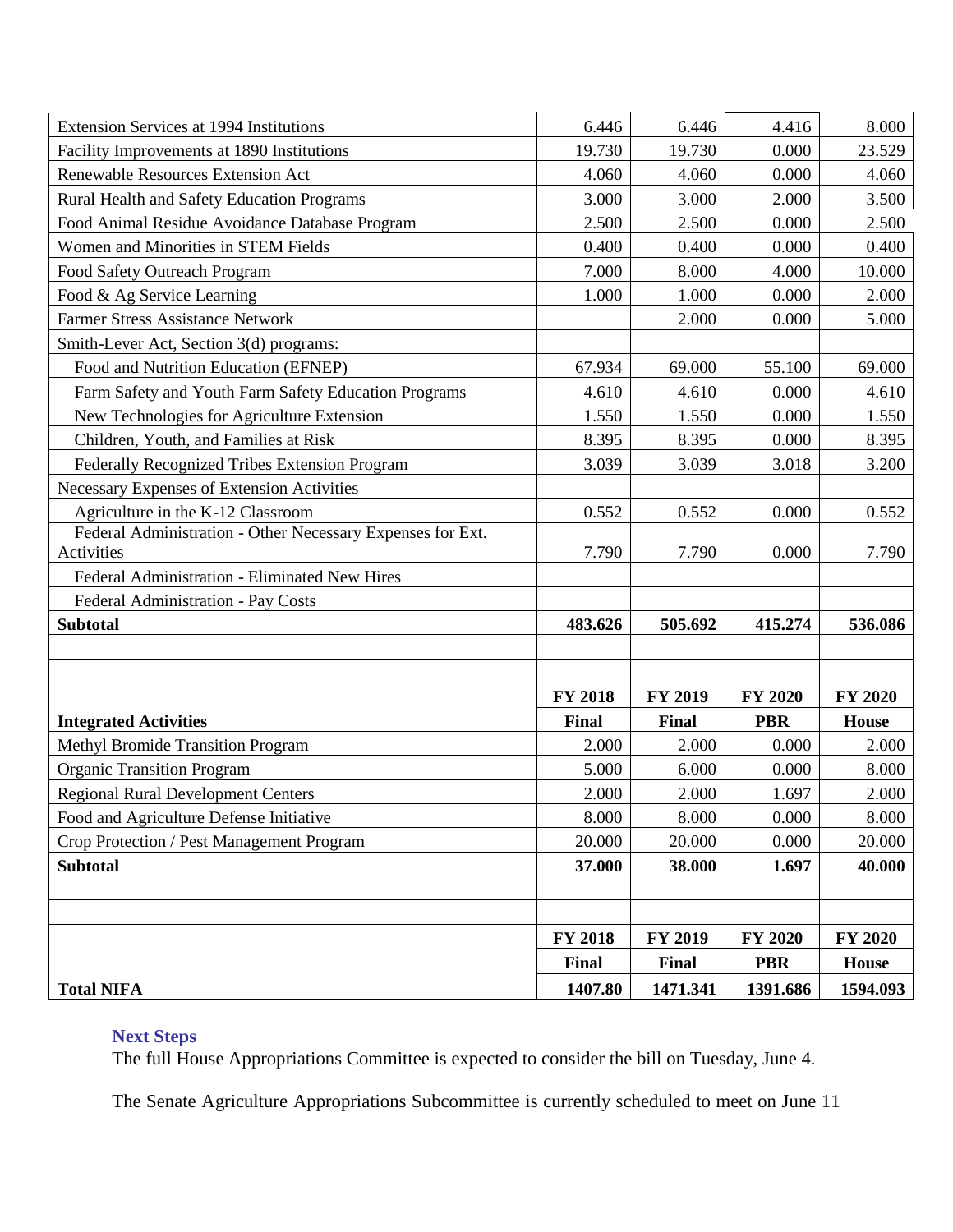| | | | | |
|---|---|---|---|---|
| Extension Services at 1994 Institutions | 6.446 | 6.446 | 4.416 | 8.000 |
| Facility Improvements at 1890 Institutions | 19.730 | 19.730 | 0.000 | 23.529 |
| Renewable Resources Extension Act | 4.060 | 4.060 | 0.000 | 4.060 |
| Rural Health and Safety Education Programs | 3.000 | 3.000 | 2.000 | 3.500 |
| Food Animal Residue Avoidance Database Program | 2.500 | 2.500 | 0.000 | 2.500 |
| Women and Minorities in STEM Fields | 0.400 | 0.400 | 0.000 | 0.400 |
| Food Safety Outreach Program | 7.000 | 8.000 | 4.000 | 10.000 |
| Food & Ag Service Learning | 1.000 | 1.000 | 0.000 | 2.000 |
| Farmer Stress Assistance Network | | 2.000 | 0.000 | 5.000 |
| Smith-Lever Act, Section 3(d) programs: | | | | |
| Food and Nutrition Education (EFNEP) | 67.934 | 69.000 | 55.100 | 69.000 |
| Farm Safety and Youth Farm Safety Education Programs | 4.610 | 4.610 | 0.000 | 4.610 |
| New Technologies for Agriculture Extension | 1.550 | 1.550 | 0.000 | 1.550 |
| Children, Youth, and Families at Risk | 8.395 | 8.395 | 0.000 | 8.395 |
| Federally Recognized Tribes Extension Program | 3.039 | 3.039 | 3.018 | 3.200 |
| Necessary Expenses of Extension Activities | | | | |
| Agriculture in the K-12 Classroom | 0.552 | 0.552 | 0.000 | 0.552 |
| Federal Administration - Other Necessary Expenses for Ext. Activities | 7.790 | 7.790 | 0.000 | 7.790 |
| Federal Administration - Eliminated New Hires | | | | |
| Federal Administration - Pay Costs | | | | |
| **Subtotal** | **483.626** | **505.692** | **415.274** | **536.086** |

| **Integrated Activities** | **FY 2018 Final** | **FY 2019 Final** | **FY 2020 PBR** | **FY 2020 House** |
|---|---|---|---|---|
| Methyl Bromide Transition Program | 2.000 | 2.000 | 0.000 | 2.000 |
| Organic Transition Program | 5.000 | 6.000 | 0.000 | 8.000 |
| Regional Rural Development Centers | 2.000 | 2.000 | 1.697 | 2.000 |
| Food and Agriculture Defense Initiative | 8.000 | 8.000 | 0.000 | 8.000 |
| Crop Protection / Pest Management Program | 20.000 | 20.000 | 0.000 | 20.000 |
| **Subtotal** | **37.000** | **38.000** | **1.697** | **40.000** |

| | **FY 2018 Final** | **FY 2019 Final** | **FY 2020 PBR** | **FY 2020 House** |
|---|---|---|---|---|
| **Total NIFA** | **1407.80** | **1471.341** | **1391.686** | **1594.093** |

### Next Steps

The full House Appropriations Committee is expected to consider the bill on Tuesday, June 4.

The Senate Agriculture Appropriations Subcommittee is currently scheduled to meet on June 11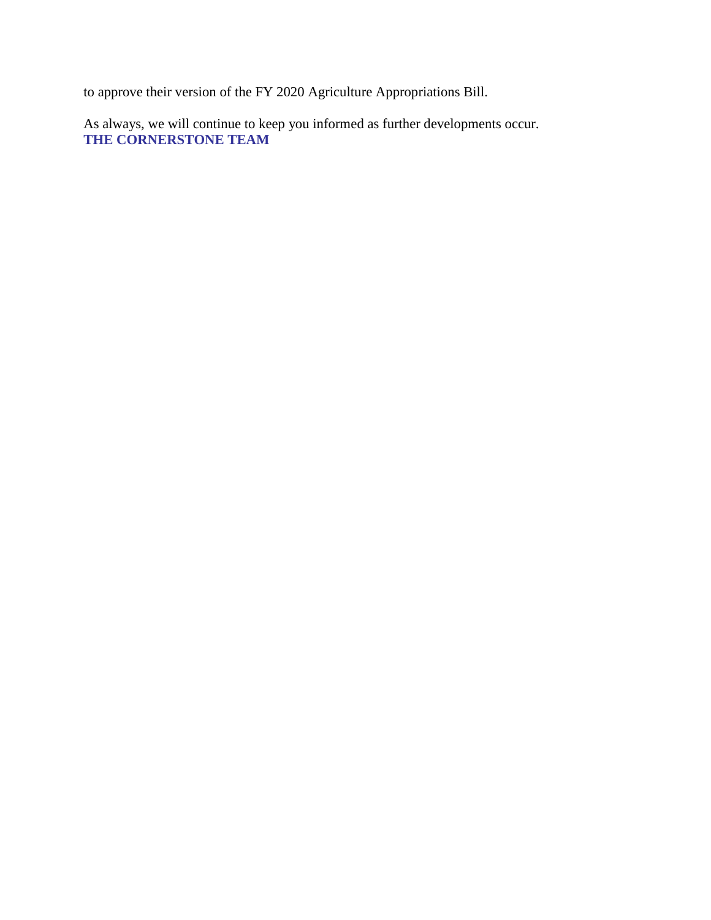to approve their version of the FY 2020 Agriculture Appropriations Bill.

As always, we will continue to keep you informed as further developments occur.
**THE CORNERSTONE TEAM**